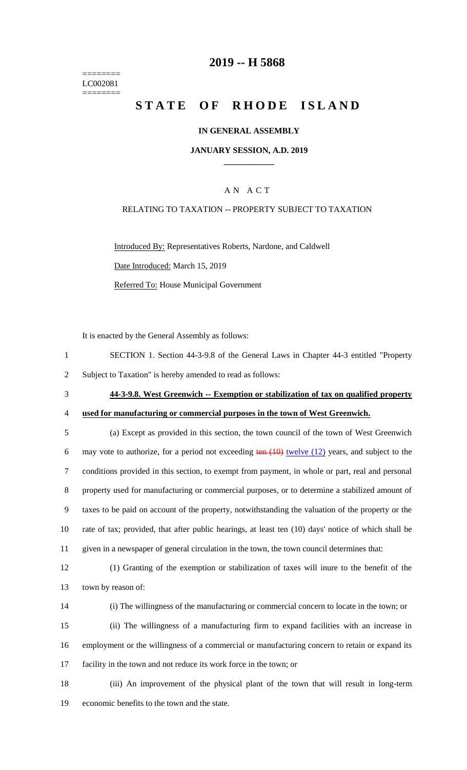========
LC002081
========

# 2019 -- H 5868

# STATE OF RHODE ISLAND

**IN GENERAL ASSEMBLY**

**JANUARY SESSION, A.D. 2019**

A N A C T

RELATING TO TAXATION -- PROPERTY SUBJECT TO TAXATION

Introduced By: Representatives Roberts, Nardone, and Caldwell

Date Introduced: March 15, 2019

Referred To: House Municipal Government

It is enacted by the General Assembly as follows:

1 SECTION 1. Section 44-3-9.8 of the General Laws in Chapter 44-3 entitled "Property
2 Subject to Taxation" is hereby amended to read as follows:

3 **44-3-9.8. West Greenwich -- Exemption or stabilization of tax on qualified property**
4 **used for manufacturing or commercial purposes in the town of West Greenwich.**

5 (a) Except as provided in this section, the town council of the town of West Greenwich
6 may vote to authorize, for a period not exceeding ~~ten (10)~~ twelve (12) years, and subject to the
7 conditions provided in this section, to exempt from payment, in whole or part, real and personal
8 property used for manufacturing or commercial purposes, or to determine a stabilized amount of
9 taxes to be paid on account of the property, notwithstanding the valuation of the property or the
10 rate of tax; provided, that after public hearings, at least ten (10) days' notice of which shall be
11 given in a newspaper of general circulation in the town, the town council determines that:

12 (1) Granting of the exemption or stabilization of taxes will inure to the benefit of the
13 town by reason of:

14 (i) The willingness of the manufacturing or commercial concern to locate in the town; or

15 (ii) The willingness of a manufacturing firm to expand facilities with an increase in
16 employment or the willingness of a commercial or manufacturing concern to retain or expand its
17 facility in the town and not reduce its work force in the town; or

18 (iii) An improvement of the physical plant of the town that will result in long-term
19 economic benefits to the town and the state.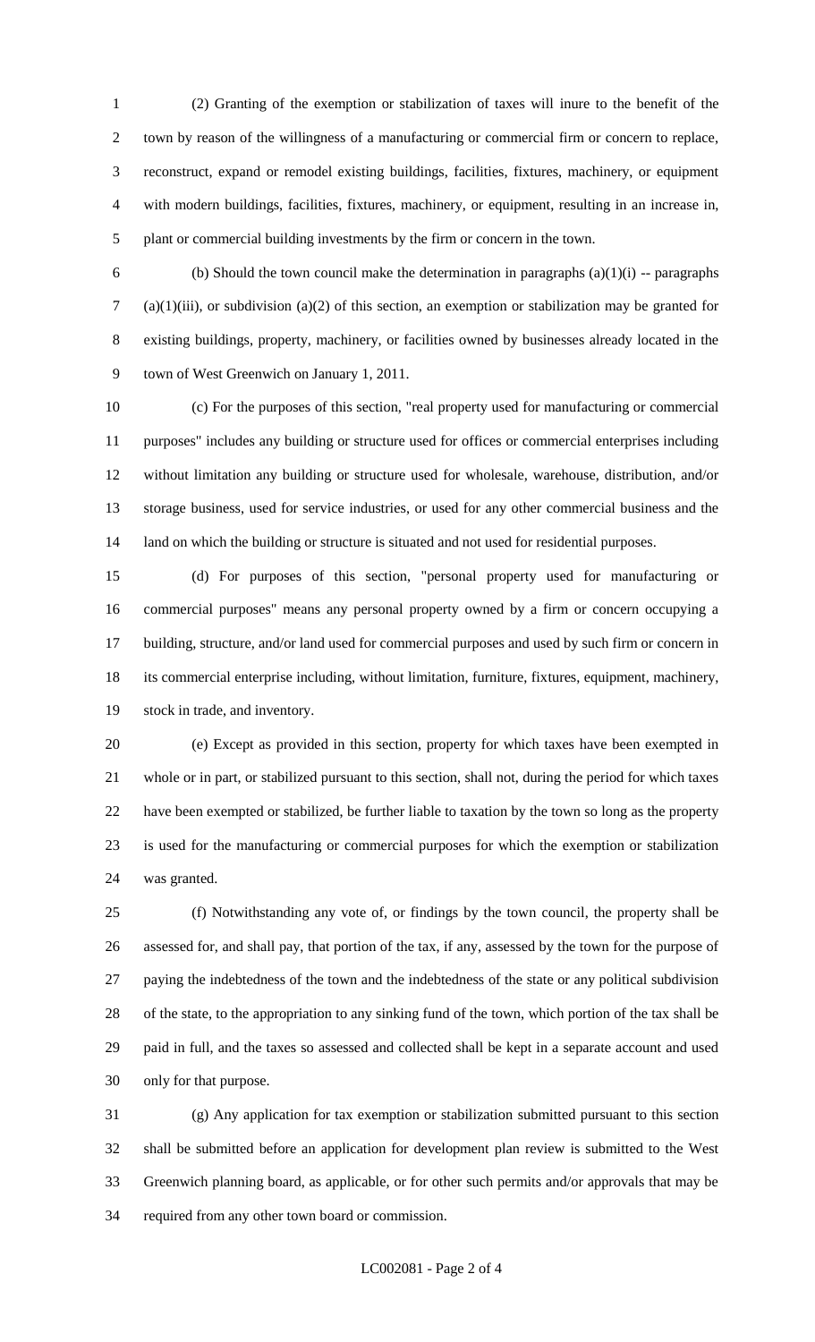(2) Granting of the exemption or stabilization of taxes will inure to the benefit of the town by reason of the willingness of a manufacturing or commercial firm or concern to replace, reconstruct, expand or remodel existing buildings, facilities, fixtures, machinery, or equipment with modern buildings, facilities, fixtures, machinery, or equipment, resulting in an increase in, plant or commercial building investments by the firm or concern in the town.

(b) Should the town council make the determination in paragraphs (a)(1)(i) -- paragraphs (a)(1)(iii), or subdivision (a)(2) of this section, an exemption or stabilization may be granted for existing buildings, property, machinery, or facilities owned by businesses already located in the town of West Greenwich on January 1, 2011.

(c) For the purposes of this section, "real property used for manufacturing or commercial purposes" includes any building or structure used for offices or commercial enterprises including without limitation any building or structure used for wholesale, warehouse, distribution, and/or storage business, used for service industries, or used for any other commercial business and the land on which the building or structure is situated and not used for residential purposes.

(d) For purposes of this section, "personal property used for manufacturing or commercial purposes" means any personal property owned by a firm or concern occupying a building, structure, and/or land used for commercial purposes and used by such firm or concern in its commercial enterprise including, without limitation, furniture, fixtures, equipment, machinery, stock in trade, and inventory.

(e) Except as provided in this section, property for which taxes have been exempted in whole or in part, or stabilized pursuant to this section, shall not, during the period for which taxes have been exempted or stabilized, be further liable to taxation by the town so long as the property is used for the manufacturing or commercial purposes for which the exemption or stabilization was granted.

(f) Notwithstanding any vote of, or findings by the town council, the property shall be assessed for, and shall pay, that portion of the tax, if any, assessed by the town for the purpose of paying the indebtedness of the town and the indebtedness of the state or any political subdivision of the state, to the appropriation to any sinking fund of the town, which portion of the tax shall be paid in full, and the taxes so assessed and collected shall be kept in a separate account and used only for that purpose.

(g) Any application for tax exemption or stabilization submitted pursuant to this section shall be submitted before an application for development plan review is submitted to the West Greenwich planning board, as applicable, or for other such permits and/or approvals that may be required from any other town board or commission.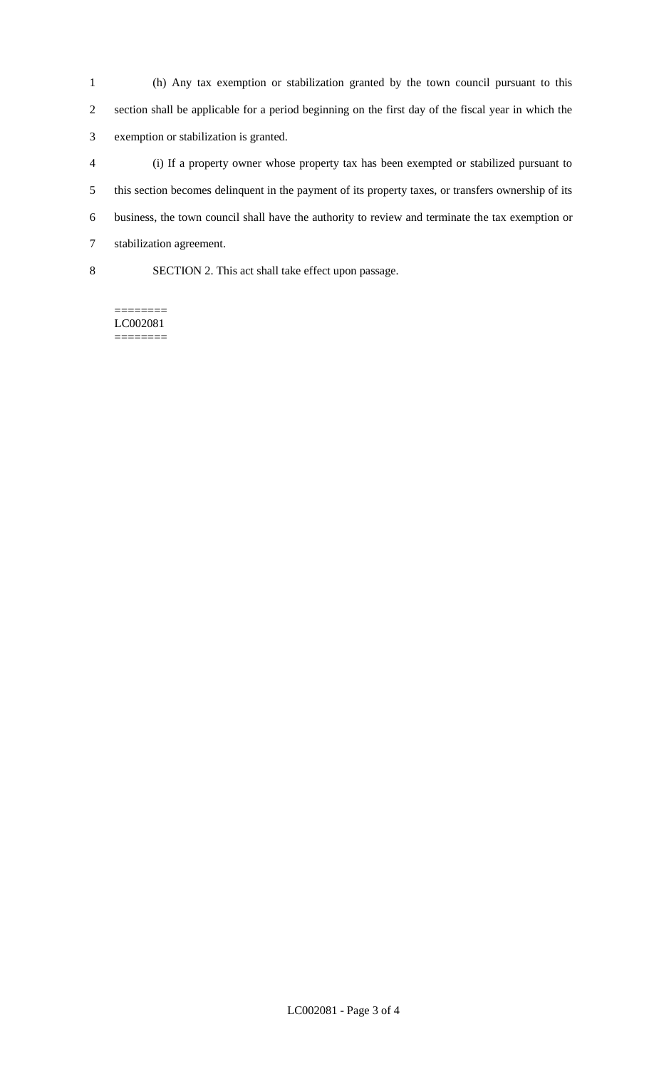(h) Any tax exemption or stabilization granted by the town council pursuant to this section shall be applicable for a period beginning on the first day of the fiscal year in which the exemption or stabilization is granted.

(i) If a property owner whose property tax has been exempted or stabilized pursuant to this section becomes delinquent in the payment of its property taxes, or transfers ownership of its business, the town council shall have the authority to review and terminate the tax exemption or stabilization agreement.

SECTION 2. This act shall take effect upon passage.

========
LC002081
========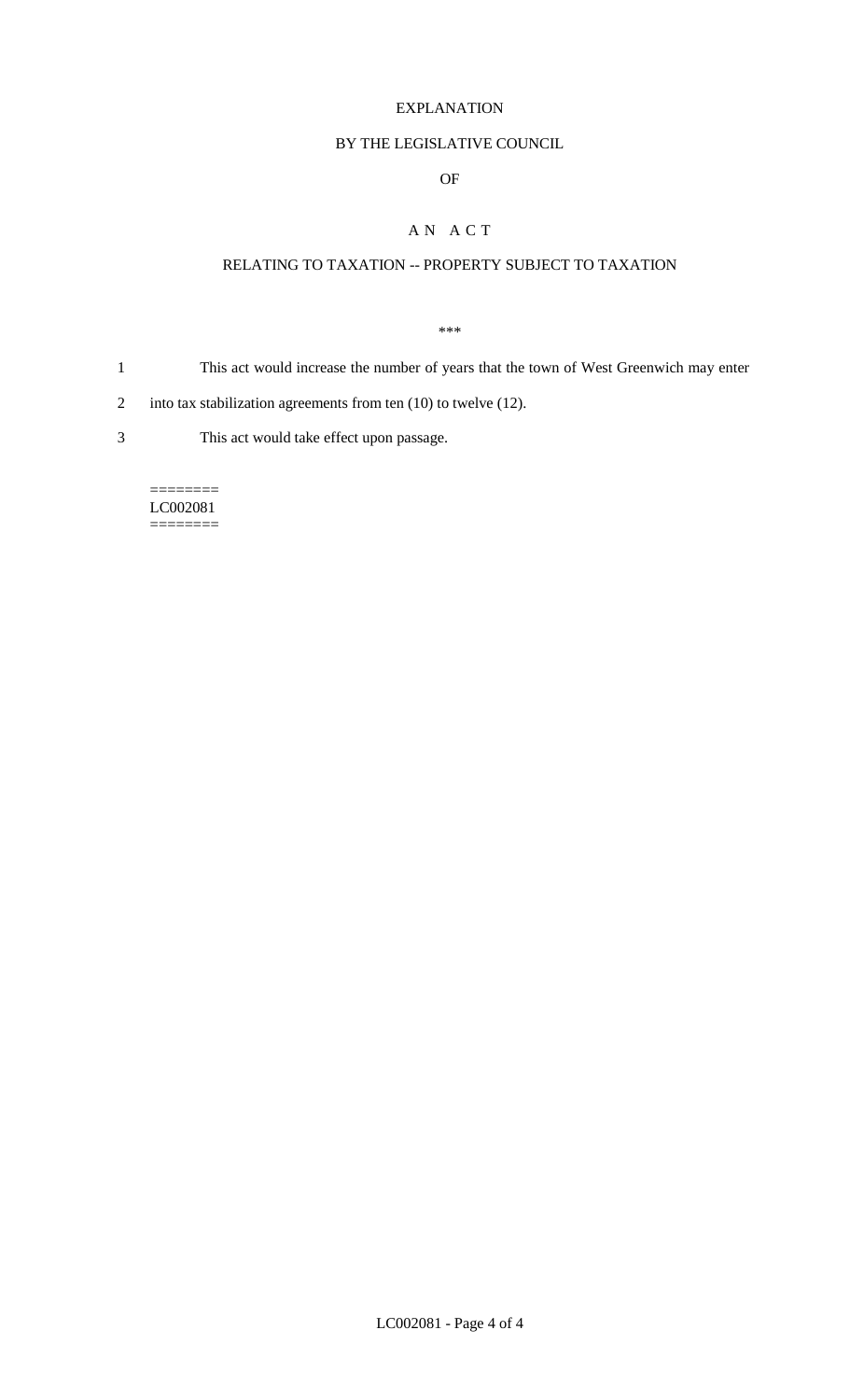EXPLANATION

BY THE LEGISLATIVE COUNCIL

OF

# A N A C T

## RELATING TO TAXATION -- PROPERTY SUBJECT TO TAXATION

\*\*\*

1 This act would increase the number of years that the town of West Greenwich may enter

2 into tax stabilization agreements from ten (10) to twelve (12).

3 This act would take effect upon passage.

========
LC002081
========